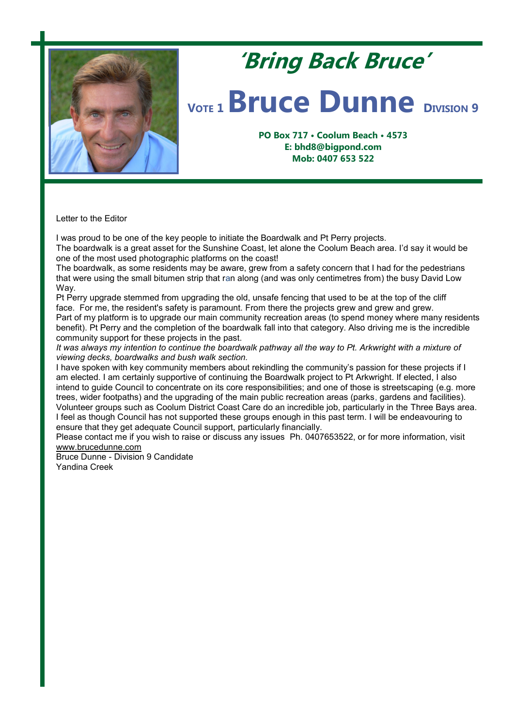# 'Bring Back Bruce'

## VOTE 1 Bruce Dunne DIVISION 9

**PO Box 717 • Coolum Beach • 4573**
**E: bhd8@bigpond.com**
**Mob: 0407 653 522**

Letter to the Editor

I was proud to be one of the key people to initiate the Boardwalk and Pt Perry projects.
The boardwalk is a great asset for the Sunshine Coast, let alone the Coolum Beach area. I'd say it would be one of the most used photographic platforms on the coast!
The boardwalk, as some residents may be aware, grew from a safety concern that I had for the pedestrians that were using the small bitumen strip that ran along (and was only centimetres from) the busy David Low Way.
Pt Perry upgrade stemmed from upgrading the old, unsafe fencing that used to be at the top of the cliff face. For me, the resident's safety is paramount. From there the projects grew and grew and grew.
Part of my platform is to upgrade our main community recreation areas (to spend money where many residents benefit). Pt Perry and the completion of the boardwalk fall into that category. Also driving me is the incredible community support for these projects in the past.
*It was always my intention to continue the boardwalk pathway all the way to Pt. Arkwright with a mixture of viewing decks, boardwalks and bush walk section.*
I have spoken with key community members about rekindling the community's passion for these projects if I am elected. I am certainly supportive of continuing the Boardwalk project to Pt Arkwright. If elected, I also intend to guide Council to concentrate on its core responsibilities; and one of those is streetscaping (e.g. more trees, wider footpaths) and the upgrading of the main public recreation areas (parks, gardens and facilities).
Volunteer groups such as Coolum District Coast Care do an incredible job, particularly in the Three Bays area. I feel as though Council has not supported these groups enough in this past term. I will be endeavouring to ensure that they get adequate Council support, particularly financially.
Please contact me if you wish to raise or discuss any issues Ph. 0407653522, or for more information, visit www.brucedunne.com
Bruce Dunne - Division 9 Candidate
Yandina Creek